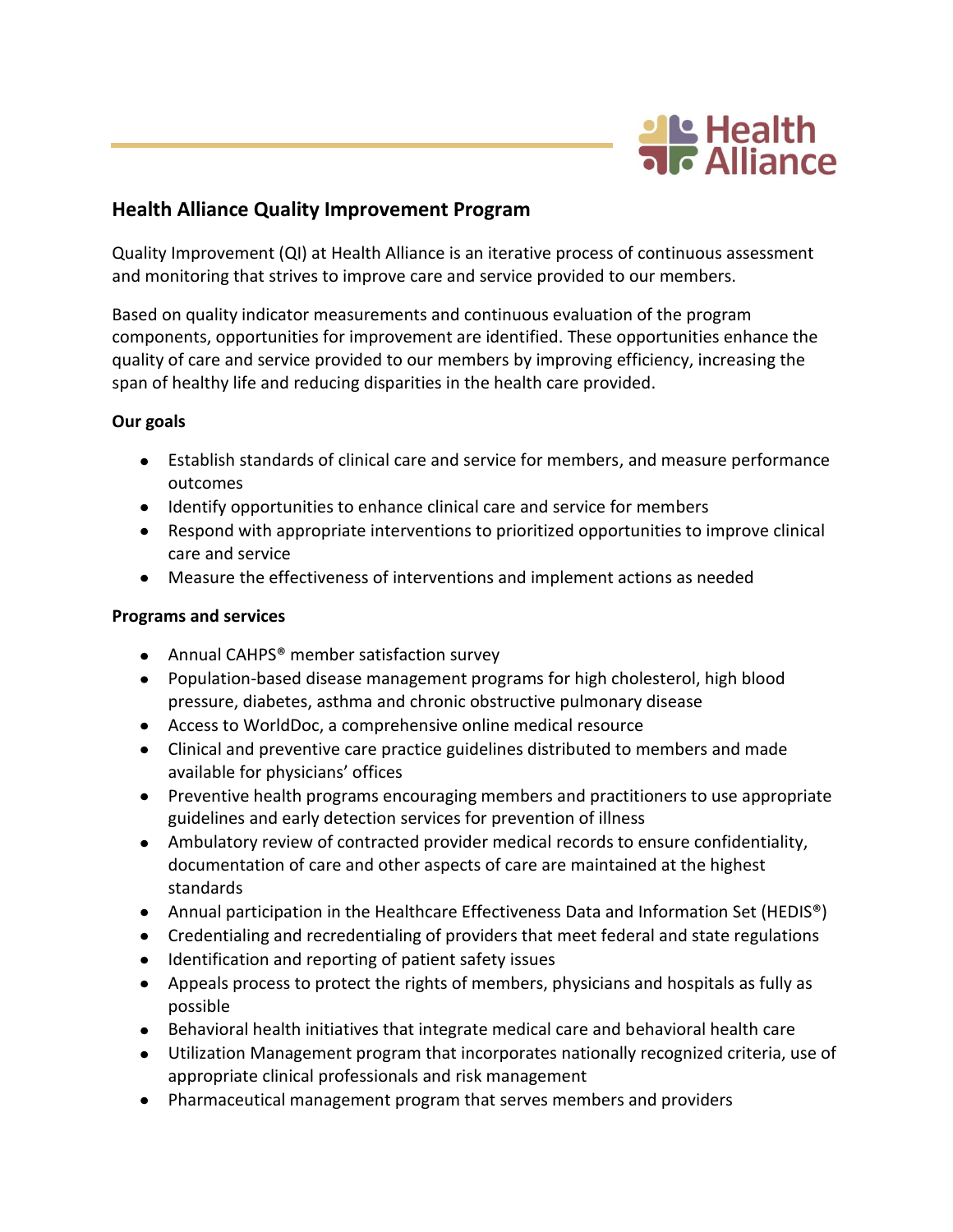## Health Alliance Quality Improvement Program

Quality Improvement (QI) at Health Alliance is an iterative process of continuous assessment and monitoring that strives to improve care and service provided to our members.

Based on quality indicator measurements and continuous evaluation of the program components, opportunities for improvement are identified. These opportunities enhance the quality of care and service provided to our members by improving efficiency, increasing the span of healthy life and reducing disparities in the health care provided.

**Our goals**

- Establish standards of clinical care and service for members, and measure performance outcomes
- Identify opportunities to enhance clinical care and service for members
- Respond with appropriate interventions to prioritized opportunities to improve clinical care and service
- Measure the effectiveness of interventions and implement actions as needed

**Programs and services**

- Annual CAHPS® member satisfaction survey
- Population-based disease management programs for high cholesterol, high blood pressure, diabetes, asthma and chronic obstructive pulmonary disease
- Access to WorldDoc, a comprehensive online medical resource
- Clinical and preventive care practice guidelines distributed to members and made available for physicians' offices
- Preventive health programs encouraging members and practitioners to use appropriate guidelines and early detection services for prevention of illness
- Ambulatory review of contracted provider medical records to ensure confidentiality, documentation of care and other aspects of care are maintained at the highest standards
- Annual participation in the Healthcare Effectiveness Data and Information Set (HEDIS®)
- Credentialing and recredentialing of providers that meet federal and state regulations
- Identification and reporting of patient safety issues
- Appeals process to protect the rights of members, physicians and hospitals as fully as possible
- Behavioral health initiatives that integrate medical care and behavioral health care
- Utilization Management program that incorporates nationally recognized criteria, use of appropriate clinical professionals and risk management
- Pharmaceutical management program that serves members and providers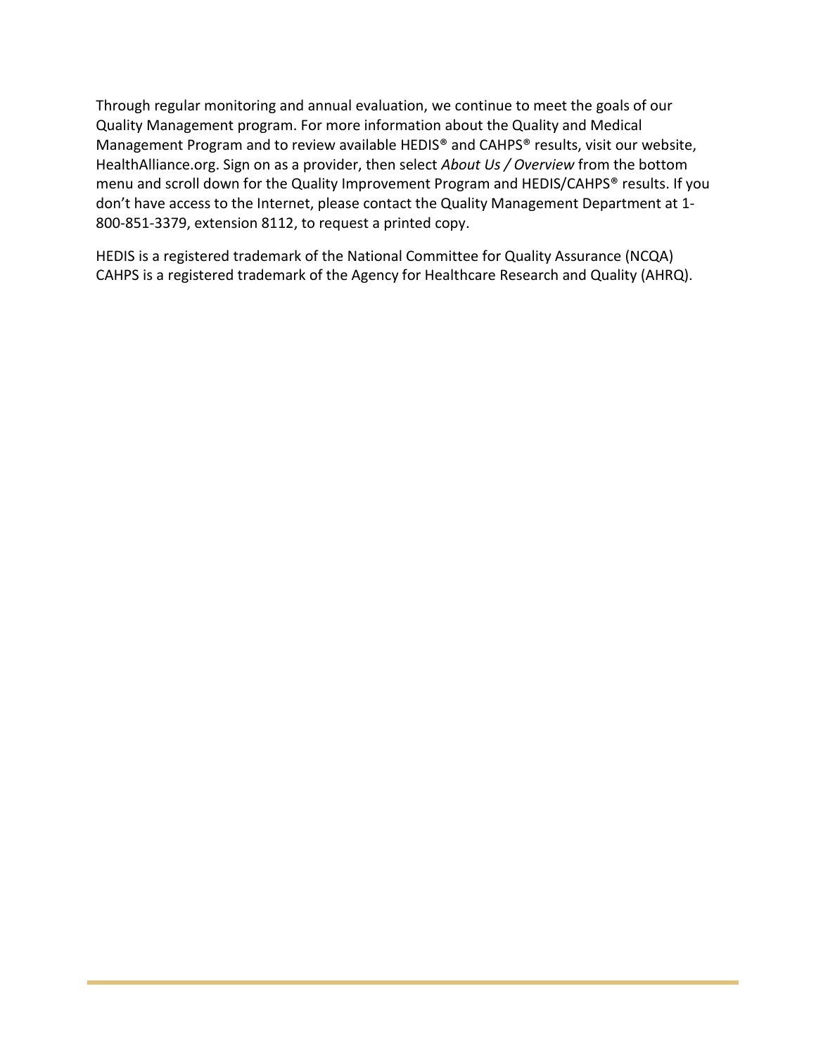Through regular monitoring and annual evaluation, we continue to meet the goals of our Quality Management program. For more information about the Quality and Medical Management Program and to review available HEDIS® and CAHPS® results, visit our website, HealthAlliance.org. Sign on as a provider, then select *About Us / Overview* from the bottom menu and scroll down for the Quality Improvement Program and HEDIS/CAHPS® results. If you don't have access to the Internet, please contact the Quality Management Department at 1-800-851-3379, extension 8112, to request a printed copy.

HEDIS is a registered trademark of the National Committee for Quality Assurance (NCQA)
CAHPS is a registered trademark of the Agency for Healthcare Research and Quality (AHRQ).